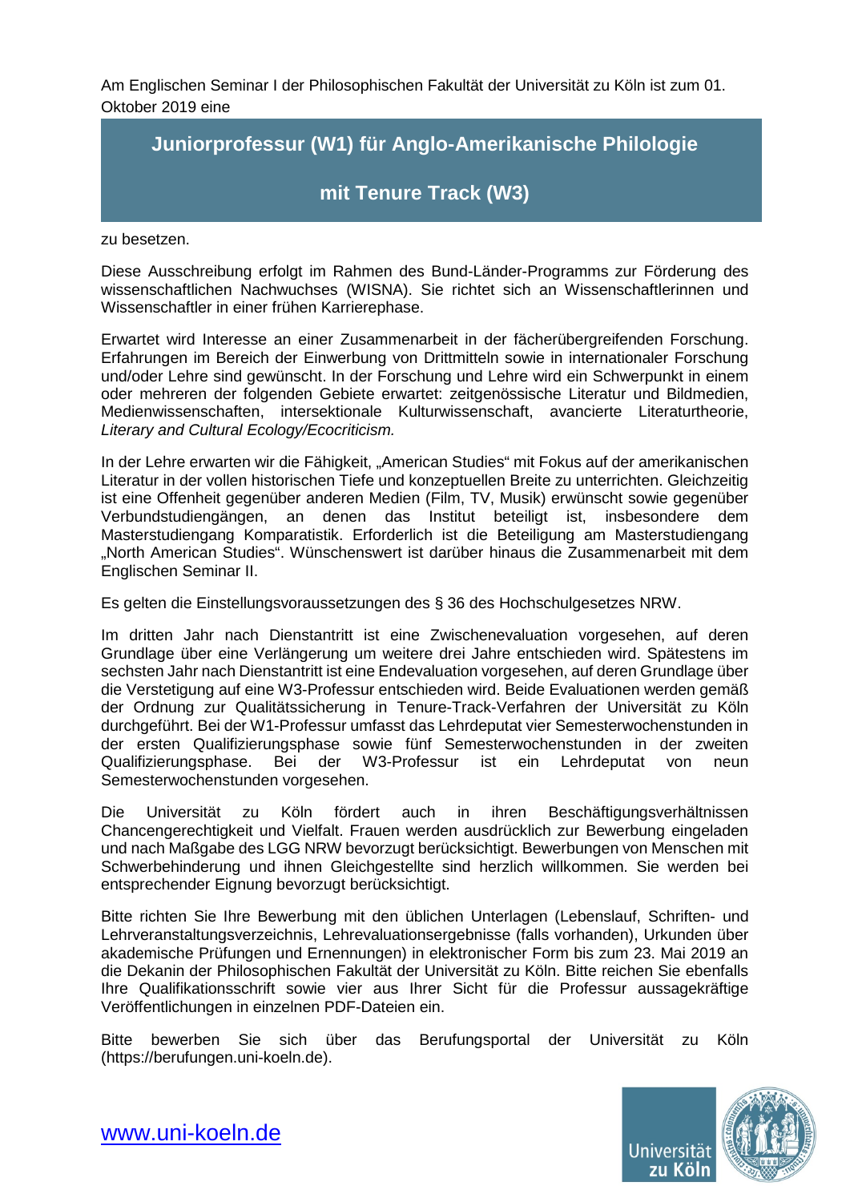Am Englischen Seminar I der Philosophischen Fakultät der Universität zu Köln ist zum 01. Oktober 2019 eine

## Juniorprofessur (W1) für Anglo-Amerikanische Philologie

## mit Tenure Track (W3)

zu besetzen.

Diese Ausschreibung erfolgt im Rahmen des Bund-Länder-Programms zur Förderung des wissenschaftlichen Nachwuchses (WISNA). Sie richtet sich an Wissenschaftlerinnen und Wissenschaftler in einer frühen Karrierephase.

Erwartet wird Interesse an einer Zusammenarbeit in der fächerübergreifenden Forschung. Erfahrungen im Bereich der Einwerbung von Drittmitteln sowie in internationaler Forschung und/oder Lehre sind gewünscht. In der Forschung und Lehre wird ein Schwerpunkt in einem oder mehreren der folgenden Gebiete erwartet: zeitgenössische Literatur und Bildmedien, Medienwissenschaften, intersektionale Kulturwissenschaft, avancierte Literaturtheorie, *Literary and Cultural Ecology/Ecocriticism.*

In der Lehre erwarten wir die Fähigkeit, „American Studies" mit Fokus auf der amerikanischen Literatur in der vollen historischen Tiefe und konzeptuellen Breite zu unterrichten. Gleichzeitig ist eine Offenheit gegenüber anderen Medien (Film, TV, Musik) erwünscht sowie gegenüber Verbundstudiengängen, an denen das Institut beteiligt ist, insbesondere dem Masterstudiengang Komparatistik. Erforderlich ist die Beteiligung am Masterstudiengang „North American Studies". Wünschenswert ist darüber hinaus die Zusammenarbeit mit dem Englischen Seminar II.

Es gelten die Einstellungsvoraussetzungen des § 36 des Hochschulgesetzes NRW.

Im dritten Jahr nach Dienstantritt ist eine Zwischenevaluation vorgesehen, auf deren Grundlage über eine Verlängerung um weitere drei Jahre entschieden wird. Spätestens im sechsten Jahr nach Dienstantritt ist eine Endevaluation vorgesehen, auf deren Grundlage über die Verstetigung auf eine W3-Professur entschieden wird. Beide Evaluationen werden gemäß der Ordnung zur Qualitätssicherung in Tenure-Track-Verfahren der Universität zu Köln durchgeführt. Bei der W1-Professur umfasst das Lehrdeputat vier Semesterwochenstunden in der ersten Qualifizierungsphase sowie fünf Semesterwochenstunden in der zweiten Qualifizierungsphase. Bei der W3-Professur ist ein Lehrdeputat von neun Semesterwochenstunden vorgesehen.

Die Universität zu Köln fördert auch in ihren Beschäftigungsverhältnissen Chancengerechtigkeit und Vielfalt. Frauen werden ausdrücklich zur Bewerbung eingeladen und nach Maßgabe des LGG NRW bevorzugt berücksichtigt. Bewerbungen von Menschen mit Schwerbehinderung und ihnen Gleichgestellte sind herzlich willkommen. Sie werden bei entsprechender Eignung bevorzugt berücksichtigt.

Bitte richten Sie Ihre Bewerbung mit den üblichen Unterlagen (Lebenslauf, Schriften- und Lehrveranstaltungsverzeichnis, Lehrevaluationsergebnisse (falls vorhanden), Urkunden über akademische Prüfungen und Ernennungen) in elektronischer Form bis zum 23. Mai 2019 an die Dekanin der Philosophischen Fakultät der Universität zu Köln. Bitte reichen Sie ebenfalls Ihre Qualifikationsschrift sowie vier aus Ihrer Sicht für die Professur aussagekräftige Veröffentlichungen in einzelnen PDF-Dateien ein.

Bitte bewerben Sie sich über das Berufungsportal der Universität zu Köln (https://berufungen.uni-koeln.de).

www.uni-koeln.de

Universität zu Köln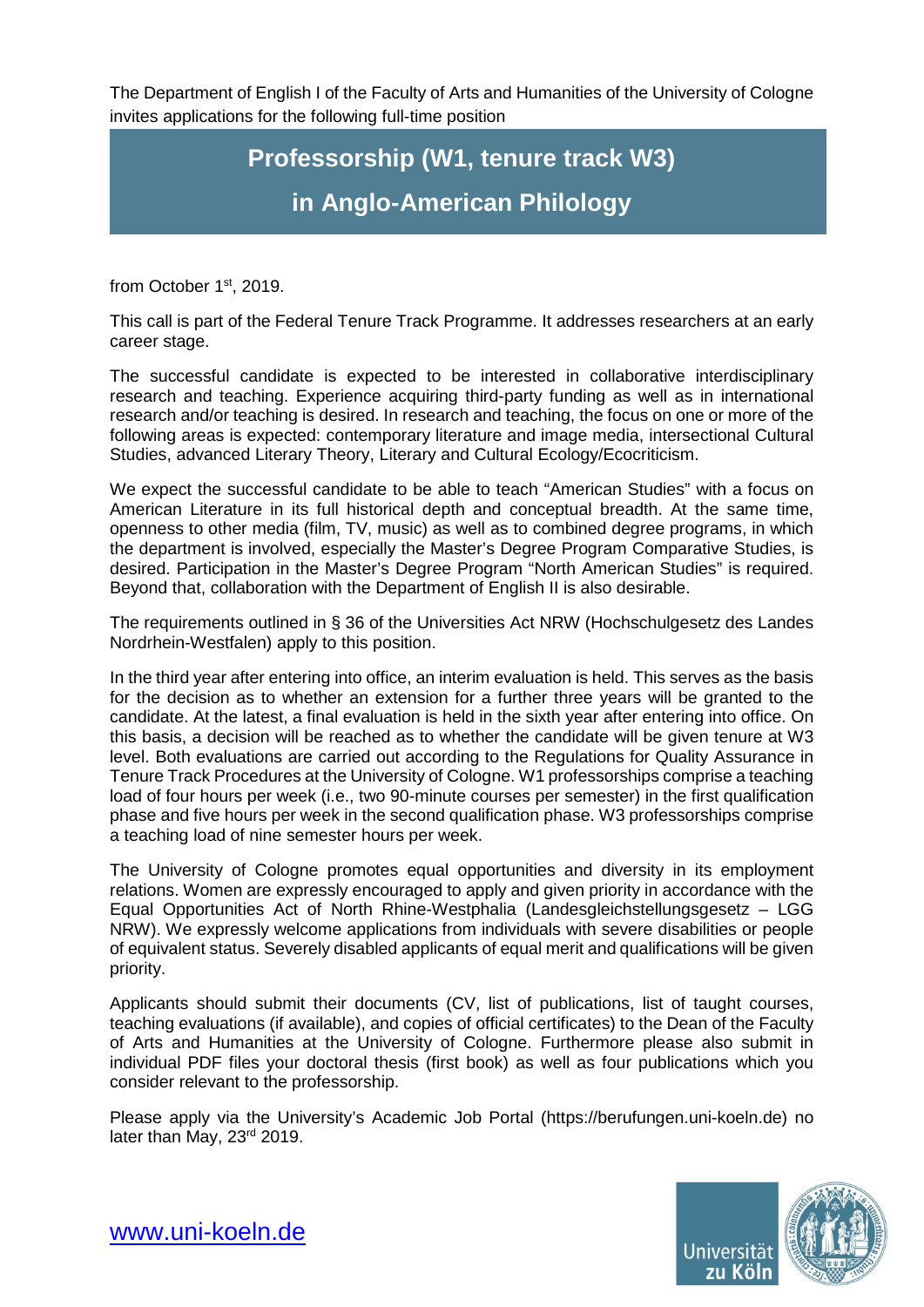The Department of English I of the Faculty of Arts and Humanities of the University of Cologne invites applications for the following full-time position

# Professorship (W1, tenure track W3)
# in Anglo-American Philology

from October 1st, 2019.

This call is part of the Federal Tenure Track Programme. It addresses researchers at an early career stage.

The successful candidate is expected to be interested in collaborative interdisciplinary research and teaching. Experience acquiring third-party funding as well as in international research and/or teaching is desired. In research and teaching, the focus on one or more of the following areas is expected: contemporary literature and image media, intersectional Cultural Studies, advanced Literary Theory, Literary and Cultural Ecology/Ecocriticism.

We expect the successful candidate to be able to teach "American Studies" with a focus on American Literature in its full historical depth and conceptual breadth. At the same time, openness to other media (film, TV, music) as well as to combined degree programs, in which the department is involved, especially the Master's Degree Program Comparative Studies, is desired. Participation in the Master's Degree Program "North American Studies" is required. Beyond that, collaboration with the Department of English II is also desirable.

The requirements outlined in § 36 of the Universities Act NRW (Hochschulgesetz des Landes Nordrhein-Westfalen) apply to this position.

In the third year after entering into office, an interim evaluation is held. This serves as the basis for the decision as to whether an extension for a further three years will be granted to the candidate. At the latest, a final evaluation is held in the sixth year after entering into office. On this basis, a decision will be reached as to whether the candidate will be given tenure at W3 level. Both evaluations are carried out according to the Regulations for Quality Assurance in Tenure Track Procedures at the University of Cologne. W1 professorships comprise a teaching load of four hours per week (i.e., two 90-minute courses per semester) in the first qualification phase and five hours per week in the second qualification phase. W3 professorships comprise a teaching load of nine semester hours per week.

The University of Cologne promotes equal opportunities and diversity in its employment relations. Women are expressly encouraged to apply and given priority in accordance with the Equal Opportunities Act of North Rhine-Westphalia (Landesgleichstellungsgesetz – LGG NRW). We expressly welcome applications from individuals with severe disabilities or people of equivalent status. Severely disabled applicants of equal merit and qualifications will be given priority.

Applicants should submit their documents (CV, list of publications, list of taught courses, teaching evaluations (if available), and copies of official certificates) to the Dean of the Faculty of Arts and Humanities at the University of Cologne. Furthermore please also submit in individual PDF files your doctoral thesis (first book) as well as four publications which you consider relevant to the professorship.

Please apply via the University's Academic Job Portal (https://berufungen.uni-koeln.de) no later than May, 23rd 2019.

www.uni-koeln.de

Universität zu Köln